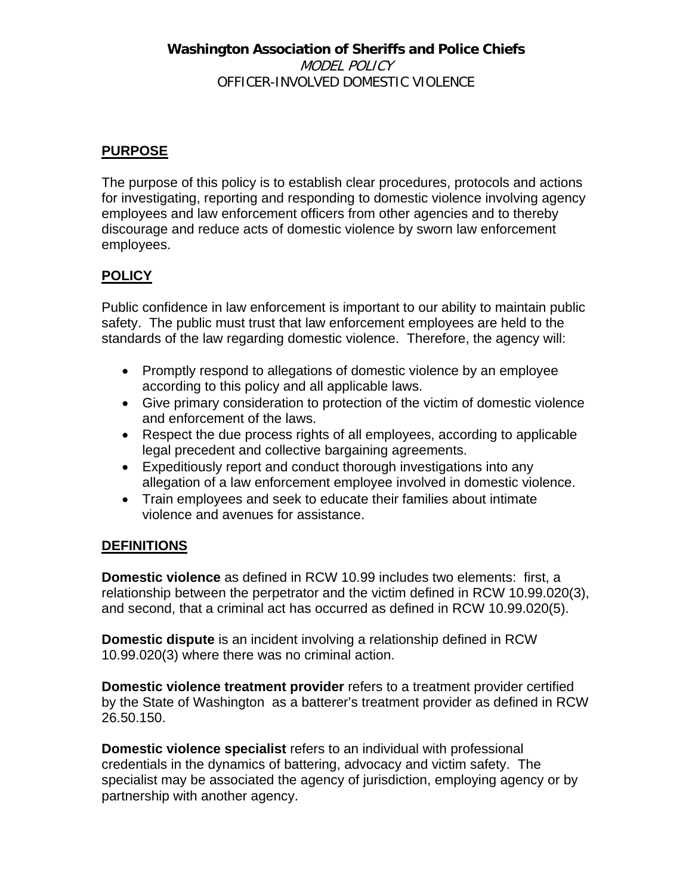**Washington Association of Sheriffs and Police Chiefs**

*MODEL POLICY*

OFFICER-INVOLVED DOMESTIC VIOLENCE

## PURPOSE

The purpose of this policy is to establish clear procedures, protocols and actions for investigating, reporting and responding to domestic violence involving agency employees and law enforcement officers from other agencies and to thereby discourage and reduce acts of domestic violence by sworn law enforcement employees.

## POLICY

Public confidence in law enforcement is important to our ability to maintain public safety. The public must trust that law enforcement employees are held to the standards of the law regarding domestic violence. Therefore, the agency will:

- Promptly respond to allegations of domestic violence by an employee according to this policy and all applicable laws.
- Give primary consideration to protection of the victim of domestic violence and enforcement of the laws.
- Respect the due process rights of all employees, according to applicable legal precedent and collective bargaining agreements.
- Expeditiously report and conduct thorough investigations into any allegation of a law enforcement employee involved in domestic violence.
- Train employees and seek to educate their families about intimate violence and avenues for assistance.

## DEFINITIONS

**Domestic violence** as defined in RCW 10.99 includes two elements: first, a relationship between the perpetrator and the victim defined in RCW 10.99.020(3), and second, that a criminal act has occurred as defined in RCW 10.99.020(5).

**Domestic dispute** is an incident involving a relationship defined in RCW 10.99.020(3) where there was no criminal action.

**Domestic violence treatment provider** refers to a treatment provider certified by the State of Washington as a batterer's treatment provider as defined in RCW 26.50.150.

**Domestic violence specialist** refers to an individual with professional credentials in the dynamics of battering, advocacy and victim safety. The specialist may be associated the agency of jurisdiction, employing agency or by partnership with another agency.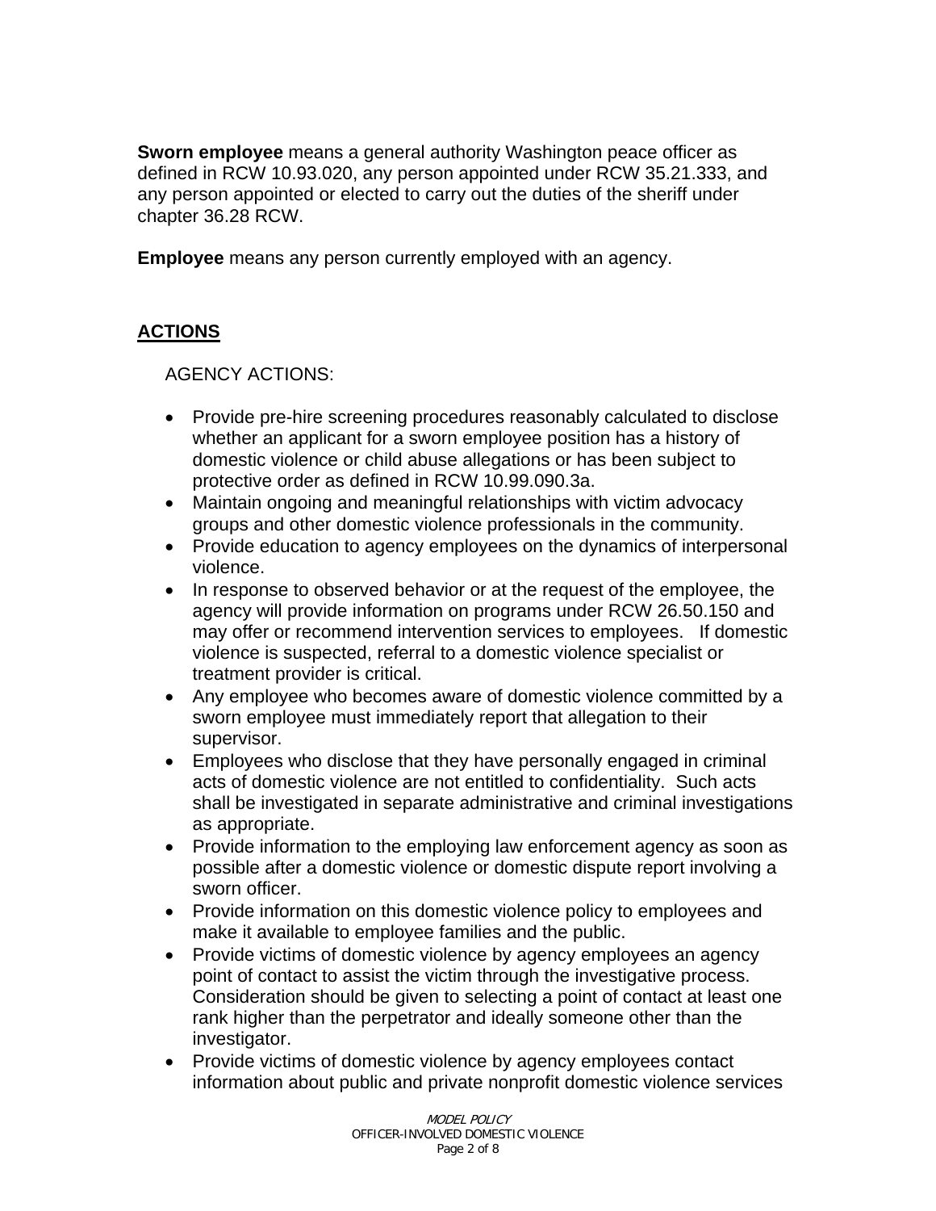**Sworn employee** means a general authority Washington peace officer as defined in RCW 10.93.020, any person appointed under RCW 35.21.333, and any person appointed or elected to carry out the duties of the sheriff under chapter 36.28 RCW.

**Employee** means any person currently employed with an agency.

## ACTIONS

AGENCY ACTIONS:

- Provide pre-hire screening procedures reasonably calculated to disclose whether an applicant for a sworn employee position has a history of domestic violence or child abuse allegations or has been subject to protective order as defined in RCW 10.99.090.3a.
- Maintain ongoing and meaningful relationships with victim advocacy groups and other domestic violence professionals in the community.
- Provide education to agency employees on the dynamics of interpersonal violence.
- In response to observed behavior or at the request of the employee, the agency will provide information on programs under RCW 26.50.150 and may offer or recommend intervention services to employees. If domestic violence is suspected, referral to a domestic violence specialist or treatment provider is critical.
- Any employee who becomes aware of domestic violence committed by a sworn employee must immediately report that allegation to their supervisor.
- Employees who disclose that they have personally engaged in criminal acts of domestic violence are not entitled to confidentiality. Such acts shall be investigated in separate administrative and criminal investigations as appropriate.
- Provide information to the employing law enforcement agency as soon as possible after a domestic violence or domestic dispute report involving a sworn officer.
- Provide information on this domestic violence policy to employees and make it available to employee families and the public.
- Provide victims of domestic violence by agency employees an agency point of contact to assist the victim through the investigative process. Consideration should be given to selecting a point of contact at least one rank higher than the perpetrator and ideally someone other than the investigator.
- Provide victims of domestic violence by agency employees contact information about public and private nonprofit domestic violence services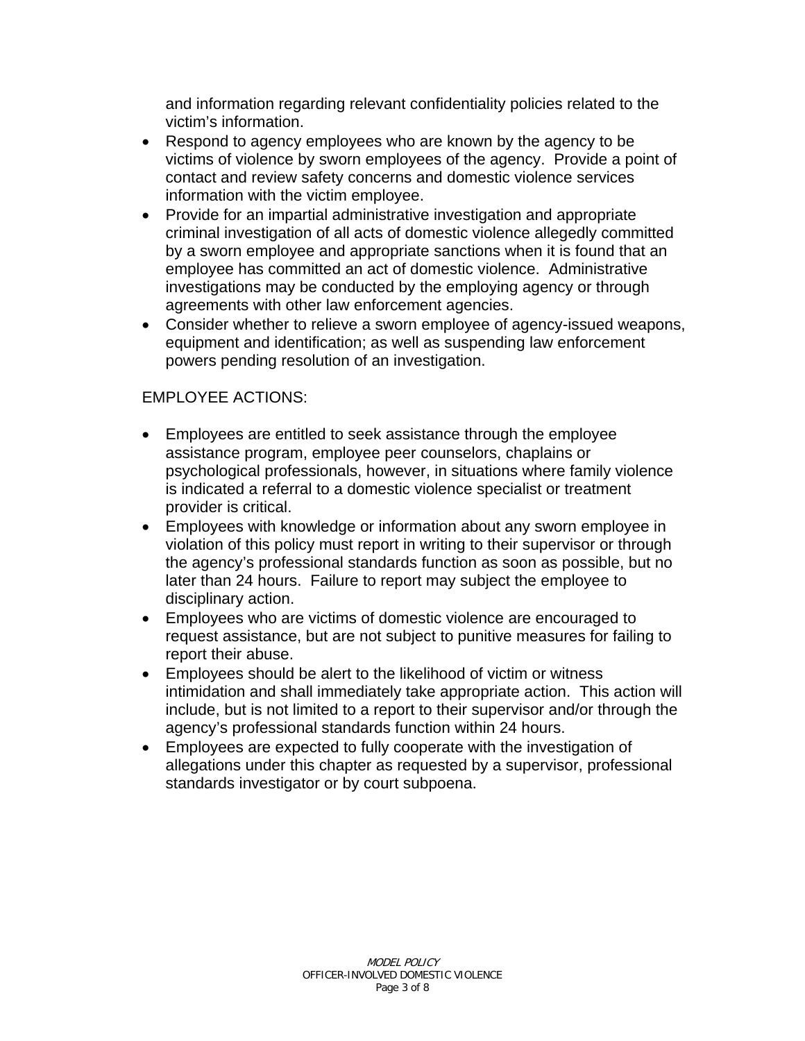and information regarding relevant confidentiality policies related to the victim's information.

- Respond to agency employees who are known by the agency to be victims of violence by sworn employees of the agency. Provide a point of contact and review safety concerns and domestic violence services information with the victim employee.
- Provide for an impartial administrative investigation and appropriate criminal investigation of all acts of domestic violence allegedly committed by a sworn employee and appropriate sanctions when it is found that an employee has committed an act of domestic violence. Administrative investigations may be conducted by the employing agency or through agreements with other law enforcement agencies.
- Consider whether to relieve a sworn employee of agency-issued weapons, equipment and identification; as well as suspending law enforcement powers pending resolution of an investigation.

EMPLOYEE ACTIONS:

- Employees are entitled to seek assistance through the employee assistance program, employee peer counselors, chaplains or psychological professionals, however, in situations where family violence is indicated a referral to a domestic violence specialist or treatment provider is critical.
- Employees with knowledge or information about any sworn employee in violation of this policy must report in writing to their supervisor or through the agency's professional standards function as soon as possible, but no later than 24 hours. Failure to report may subject the employee to disciplinary action.
- Employees who are victims of domestic violence are encouraged to request assistance, but are not subject to punitive measures for failing to report their abuse.
- Employees should be alert to the likelihood of victim or witness intimidation and shall immediately take appropriate action. This action will include, but is not limited to a report to their supervisor and/or through the agency's professional standards function within 24 hours.
- Employees are expected to fully cooperate with the investigation of allegations under this chapter as requested by a supervisor, professional standards investigator or by court subpoena.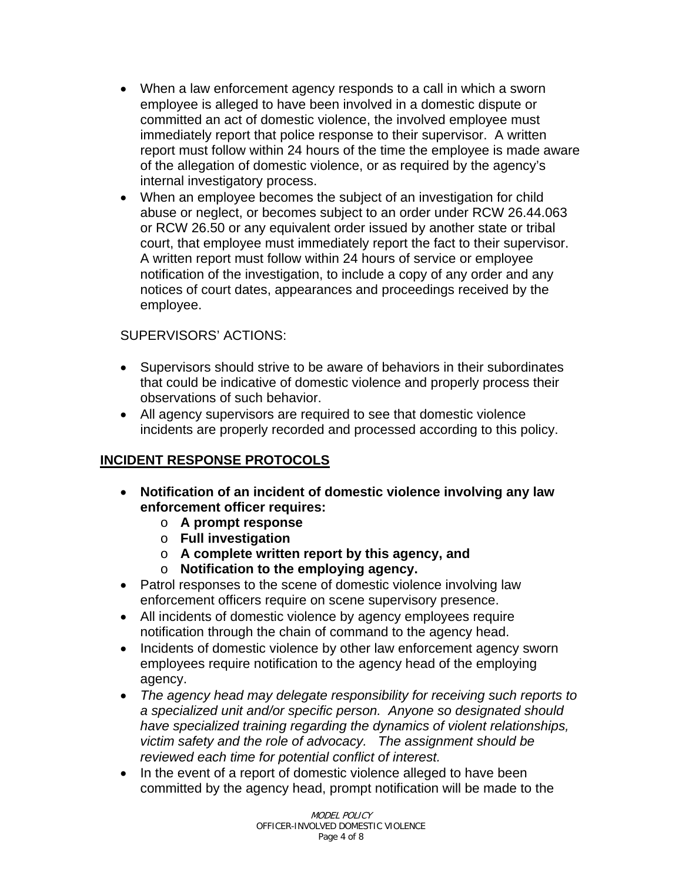- When a law enforcement agency responds to a call in which a sworn employee is alleged to have been involved in a domestic dispute or committed an act of domestic violence, the involved employee must immediately report that police response to their supervisor. A written report must follow within 24 hours of the time the employee is made aware of the allegation of domestic violence, or as required by the agency's internal investigatory process.
- When an employee becomes the subject of an investigation for child abuse or neglect, or becomes subject to an order under RCW 26.44.063 or RCW 26.50 or any equivalent order issued by another state or tribal court, that employee must immediately report the fact to their supervisor. A written report must follow within 24 hours of service or employee notification of the investigation, to include a copy of any order and any notices of court dates, appearances and proceedings received by the employee.

SUPERVISORS' ACTIONS:

- Supervisors should strive to be aware of behaviors in their subordinates that could be indicative of domestic violence and properly process their observations of such behavior.
- All agency supervisors are required to see that domestic violence incidents are properly recorded and processed according to this policy.

## INCIDENT RESPONSE PROTOCOLS

- **Notification of an incident of domestic violence involving any law enforcement officer requires:**
  - **A prompt response**
  - **Full investigation**
  - **A complete written report by this agency, and**
  - **Notification to the employing agency.**
- Patrol responses to the scene of domestic violence involving law enforcement officers require on scene supervisory presence.
- All incidents of domestic violence by agency employees require notification through the chain of command to the agency head.
- Incidents of domestic violence by other law enforcement agency sworn employees require notification to the agency head of the employing agency.
- *The agency head may delegate responsibility for receiving such reports to a specialized unit and/or specific person. Anyone so designated should have specialized training regarding the dynamics of violent relationships, victim safety and the role of advocacy. The assignment should be reviewed each time for potential conflict of interest.*
- In the event of a report of domestic violence alleged to have been committed by the agency head, prompt notification will be made to the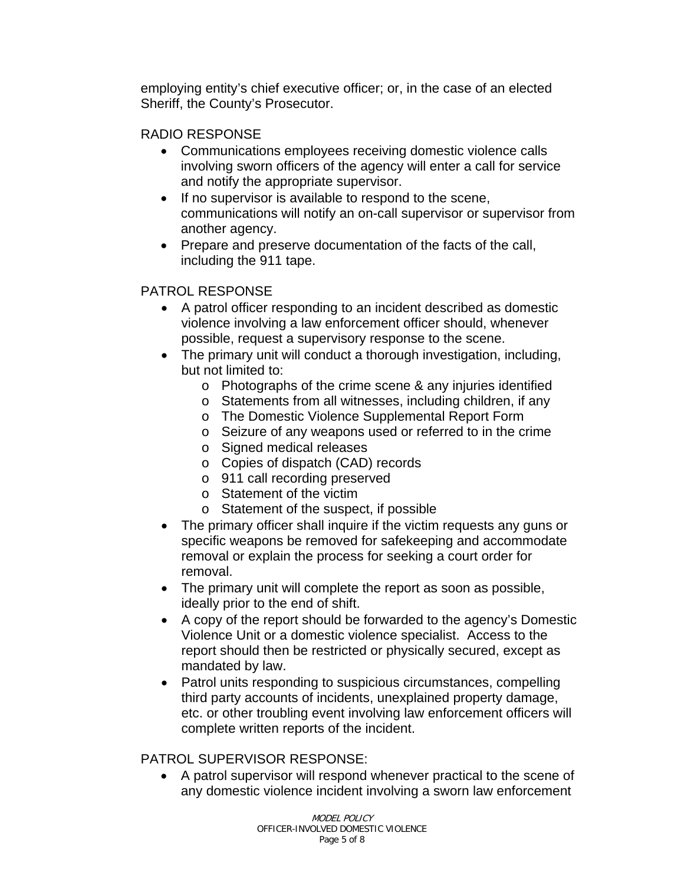employing entity's chief executive officer; or, in the case of an elected Sheriff, the County's Prosecutor.

RADIO RESPONSE

- Communications employees receiving domestic violence calls involving sworn officers of the agency will enter a call for service and notify the appropriate supervisor.
- If no supervisor is available to respond to the scene, communications will notify an on-call supervisor or supervisor from another agency.
- Prepare and preserve documentation of the facts of the call, including the 911 tape.

PATROL RESPONSE

- A patrol officer responding to an incident described as domestic violence involving a law enforcement officer should, whenever possible, request a supervisory response to the scene.
- The primary unit will conduct a thorough investigation, including, but not limited to:
    - Photographs of the crime scene & any injuries identified
    - Statements from all witnesses, including children, if any
    - The Domestic Violence Supplemental Report Form
    - Seizure of any weapons used or referred to in the crime
    - Signed medical releases
    - Copies of dispatch (CAD) records
    - 911 call recording preserved
    - Statement of the victim
    - Statement of the suspect, if possible
- The primary officer shall inquire if the victim requests any guns or specific weapons be removed for safekeeping and accommodate removal or explain the process for seeking a court order for removal.
- The primary unit will complete the report as soon as possible, ideally prior to the end of shift.
- A copy of the report should be forwarded to the agency's Domestic Violence Unit or a domestic violence specialist. Access to the report should then be restricted or physically secured, except as mandated by law.
- Patrol units responding to suspicious circumstances, compelling third party accounts of incidents, unexplained property damage, etc. or other troubling event involving law enforcement officers will complete written reports of the incident.

PATROL SUPERVISOR RESPONSE:

- A patrol supervisor will respond whenever practical to the scene of any domestic violence incident involving a sworn law enforcement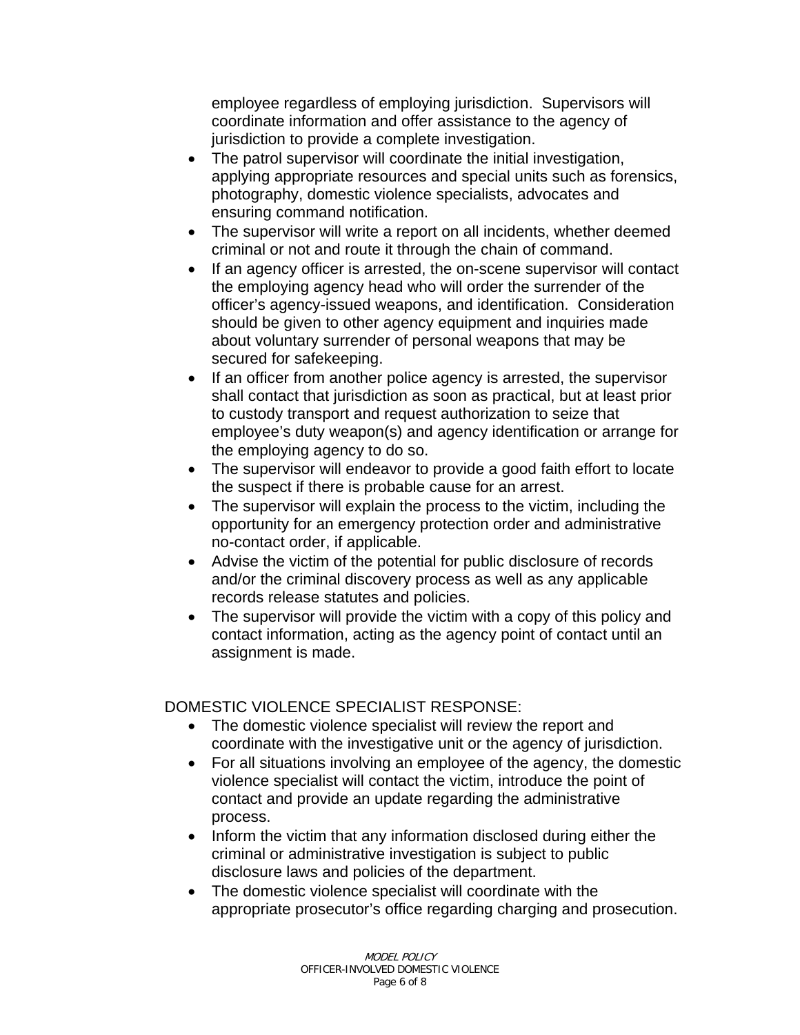employee regardless of employing jurisdiction. Supervisors will coordinate information and offer assistance to the agency of jurisdiction to provide a complete investigation.

- The patrol supervisor will coordinate the initial investigation, applying appropriate resources and special units such as forensics, photography, domestic violence specialists, advocates and ensuring command notification.
- The supervisor will write a report on all incidents, whether deemed criminal or not and route it through the chain of command.
- If an agency officer is arrested, the on-scene supervisor will contact the employing agency head who will order the surrender of the officer's agency-issued weapons, and identification. Consideration should be given to other agency equipment and inquiries made about voluntary surrender of personal weapons that may be secured for safekeeping.
- If an officer from another police agency is arrested, the supervisor shall contact that jurisdiction as soon as practical, but at least prior to custody transport and request authorization to seize that employee's duty weapon(s) and agency identification or arrange for the employing agency to do so.
- The supervisor will endeavor to provide a good faith effort to locate the suspect if there is probable cause for an arrest.
- The supervisor will explain the process to the victim, including the opportunity for an emergency protection order and administrative no-contact order, if applicable.
- Advise the victim of the potential for public disclosure of records and/or the criminal discovery process as well as any applicable records release statutes and policies.
- The supervisor will provide the victim with a copy of this policy and contact information, acting as the agency point of contact until an assignment is made.

DOMESTIC VIOLENCE SPECIALIST RESPONSE:

- The domestic violence specialist will review the report and coordinate with the investigative unit or the agency of jurisdiction.
- For all situations involving an employee of the agency, the domestic violence specialist will contact the victim, introduce the point of contact and provide an update regarding the administrative process.
- Inform the victim that any information disclosed during either the criminal or administrative investigation is subject to public disclosure laws and policies of the department.
- The domestic violence specialist will coordinate with the appropriate prosecutor's office regarding charging and prosecution.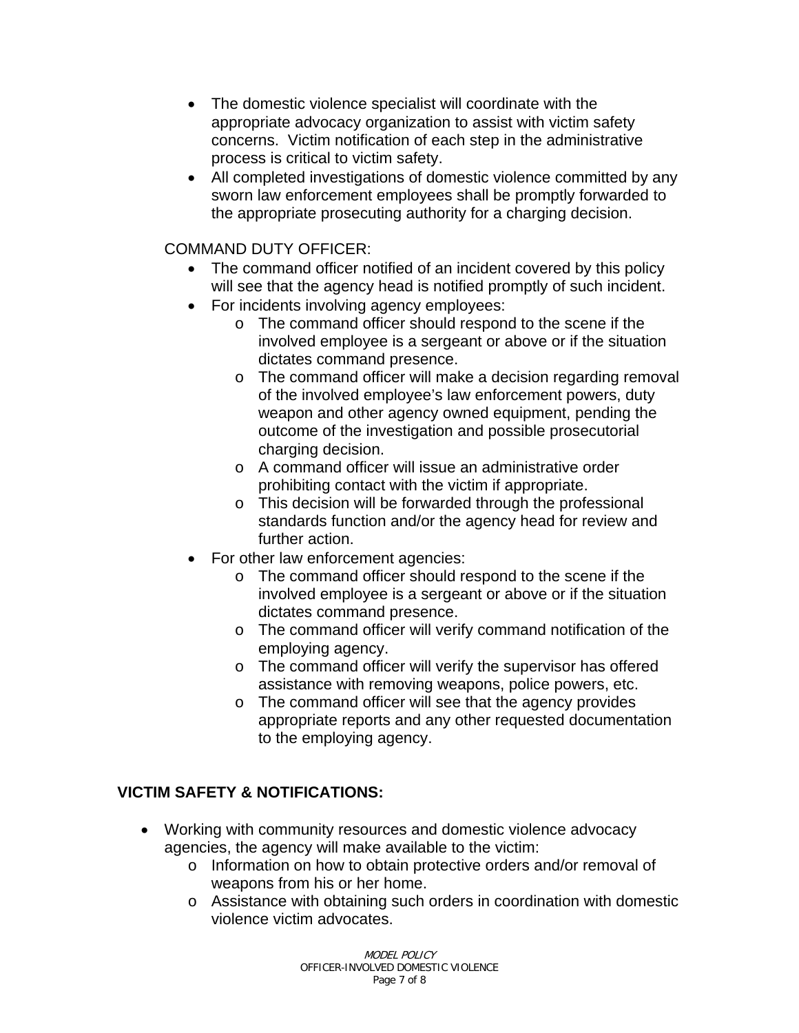- The domestic violence specialist will coordinate with the appropriate advocacy organization to assist with victim safety concerns. Victim notification of each step in the administrative process is critical to victim safety.
- All completed investigations of domestic violence committed by any sworn law enforcement employees shall be promptly forwarded to the appropriate prosecuting authority for a charging decision.

COMMAND DUTY OFFICER:

- The command officer notified of an incident covered by this policy will see that the agency head is notified promptly of such incident.
- For incidents involving agency employees:
  - The command officer should respond to the scene if the involved employee is a sergeant or above or if the situation dictates command presence.
  - The command officer will make a decision regarding removal of the involved employee's law enforcement powers, duty weapon and other agency owned equipment, pending the outcome of the investigation and possible prosecutorial charging decision.
  - A command officer will issue an administrative order prohibiting contact with the victim if appropriate.
  - This decision will be forwarded through the professional standards function and/or the agency head for review and further action.
- For other law enforcement agencies:
  - The command officer should respond to the scene if the involved employee is a sergeant or above or if the situation dictates command presence.
  - The command officer will verify command notification of the employing agency.
  - The command officer will verify the supervisor has offered assistance with removing weapons, police powers, etc.
  - The command officer will see that the agency provides appropriate reports and any other requested documentation to the employing agency.

**VICTIM SAFETY & NOTIFICATIONS:**

- Working with community resources and domestic violence advocacy agencies, the agency will make available to the victim:
  - Information on how to obtain protective orders and/or removal of weapons from his or her home.
  - Assistance with obtaining such orders in coordination with domestic violence victim advocates.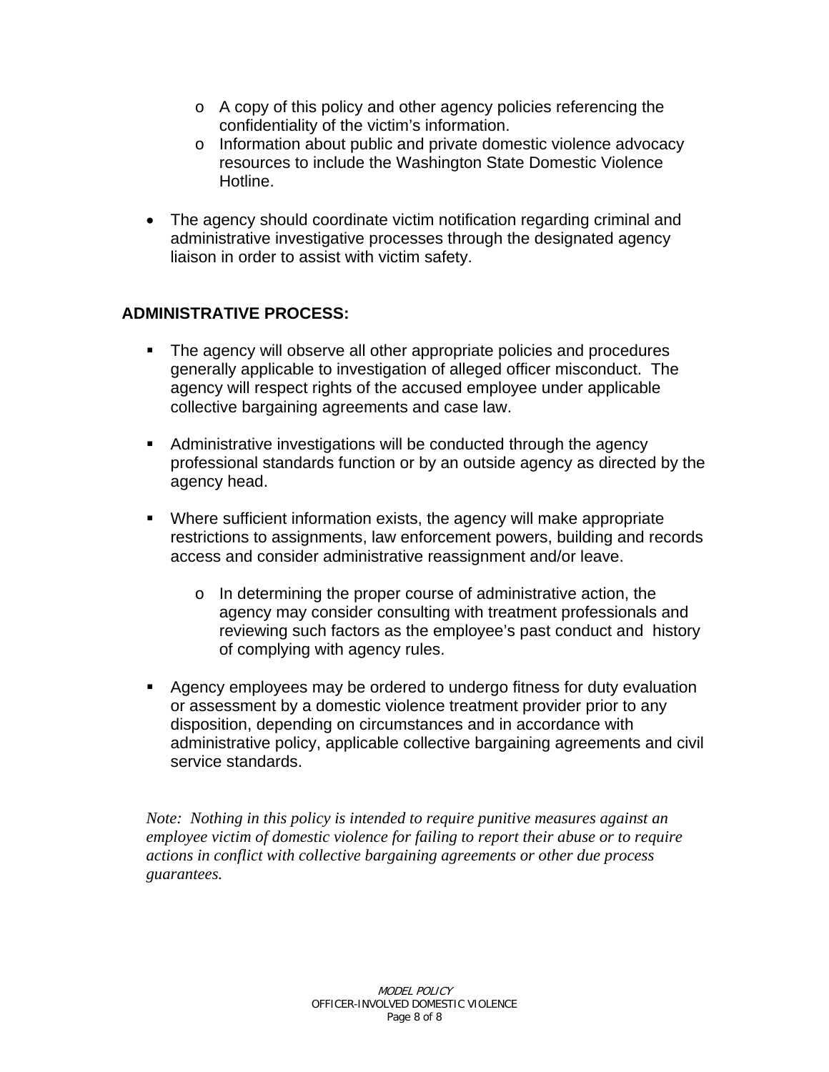- A copy of this policy and other agency policies referencing the confidentiality of the victim's information.
  - Information about public and private domestic violence advocacy resources to include the Washington State Domestic Violence Hotline.

- The agency should coordinate victim notification regarding criminal and administrative investigative processes through the designated agency liaison in order to assist with victim safety.

## ADMINISTRATIVE PROCESS:

- The agency will observe all other appropriate policies and procedures generally applicable to investigation of alleged officer misconduct. The agency will respect rights of the accused employee under applicable collective bargaining agreements and case law.

- Administrative investigations will be conducted through the agency professional standards function or by an outside agency as directed by the agency head.

- Where sufficient information exists, the agency will make appropriate restrictions to assignments, law enforcement powers, building and records access and consider administrative reassignment and/or leave.

  - In determining the proper course of administrative action, the agency may consider consulting with treatment professionals and reviewing such factors as the employee's past conduct and history of complying with agency rules.

- Agency employees may be ordered to undergo fitness for duty evaluation or assessment by a domestic violence treatment provider prior to any disposition, depending on circumstances and in accordance with administrative policy, applicable collective bargaining agreements and civil service standards.

*Note: Nothing in this policy is intended to require punitive measures against an employee victim of domestic violence for failing to report their abuse or to require actions in conflict with collective bargaining agreements or other due process guarantees.*